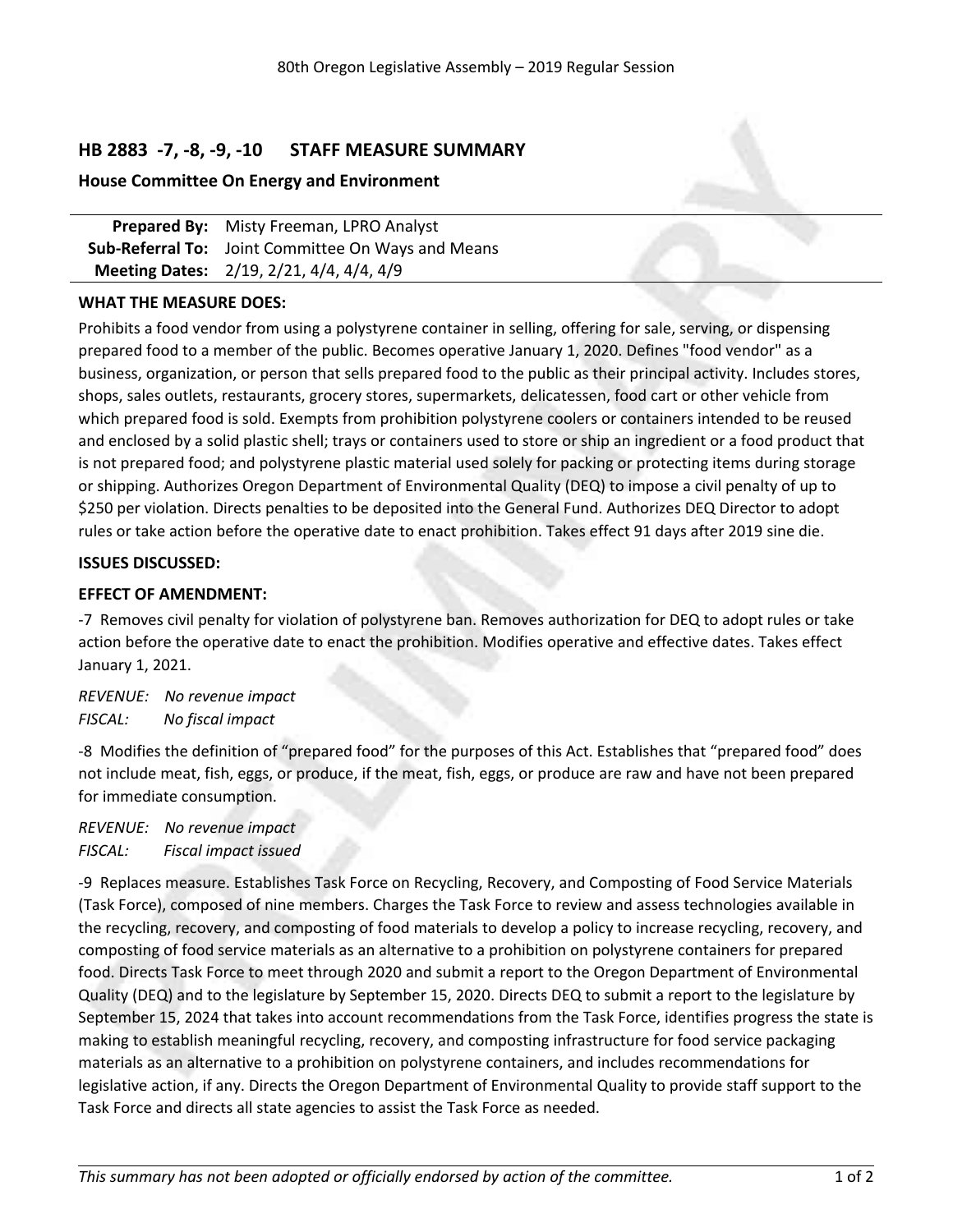80th Oregon Legislative Assembly – 2019 Regular Session

## HB 2883 -7, -8, -9, -10 STAFF MEASURE SUMMARY

### House Committee On Energy and Environment

| | |
|---|---|
| **Prepared By:** | Misty Freeman, LPRO Analyst |
| **Sub-Referral To:** | Joint Committee On Ways and Means |
| **Meeting Dates:** | 2/19, 2/21, 4/4, 4/4, 4/9 |

### WHAT THE MEASURE DOES:

Prohibits a food vendor from using a polystyrene container in selling, offering for sale, serving, or dispensing prepared food to a member of the public. Becomes operative January 1, 2020. Defines "food vendor" as a business, organization, or person that sells prepared food to the public as their principal activity. Includes stores, shops, sales outlets, restaurants, grocery stores, supermarkets, delicatessen, food cart or other vehicle from which prepared food is sold. Exempts from prohibition polystyrene coolers or containers intended to be reused and enclosed by a solid plastic shell; trays or containers used to store or ship an ingredient or a food product that is not prepared food; and polystyrene plastic material used solely for packing or protecting items during storage or shipping. Authorizes Oregon Department of Environmental Quality (DEQ) to impose a civil penalty of up to $250 per violation. Directs penalties to be deposited into the General Fund. Authorizes DEQ Director to adopt rules or take action before the operative date to enact prohibition. Takes effect 91 days after 2019 sine die.

### ISSUES DISCUSSED:

### EFFECT OF AMENDMENT:

-7 Removes civil penalty for violation of polystyrene ban. Removes authorization for DEQ to adopt rules or take action before the operative date to enact the prohibition. Modifies operative and effective dates. Takes effect January 1, 2021.

*REVENUE: No revenue impact*
*FISCAL: No fiscal impact*

-8 Modifies the definition of "prepared food" for the purposes of this Act. Establishes that "prepared food" does not include meat, fish, eggs, or produce, if the meat, fish, eggs, or produce are raw and have not been prepared for immediate consumption.

*REVENUE: No revenue impact*
*FISCAL: Fiscal impact issued*

-9 Replaces measure. Establishes Task Force on Recycling, Recovery, and Composting of Food Service Materials (Task Force), composed of nine members. Charges the Task Force to review and assess technologies available in the recycling, recovery, and composting of food materials to develop a policy to increase recycling, recovery, and composting of food service materials as an alternative to a prohibition on polystyrene containers for prepared food. Directs Task Force to meet through 2020 and submit a report to the Oregon Department of Environmental Quality (DEQ) and to the legislature by September 15, 2020. Directs DEQ to submit a report to the legislature by September 15, 2024 that takes into account recommendations from the Task Force, identifies progress the state is making to establish meaningful recycling, recovery, and composting infrastructure for food service packaging materials as an alternative to a prohibition on polystyrene containers, and includes recommendations for legislative action, if any. Directs the Oregon Department of Environmental Quality to provide staff support to the Task Force and directs all state agencies to assist the Task Force as needed.

*This summary has not been adopted or officially endorsed by action of the committee.*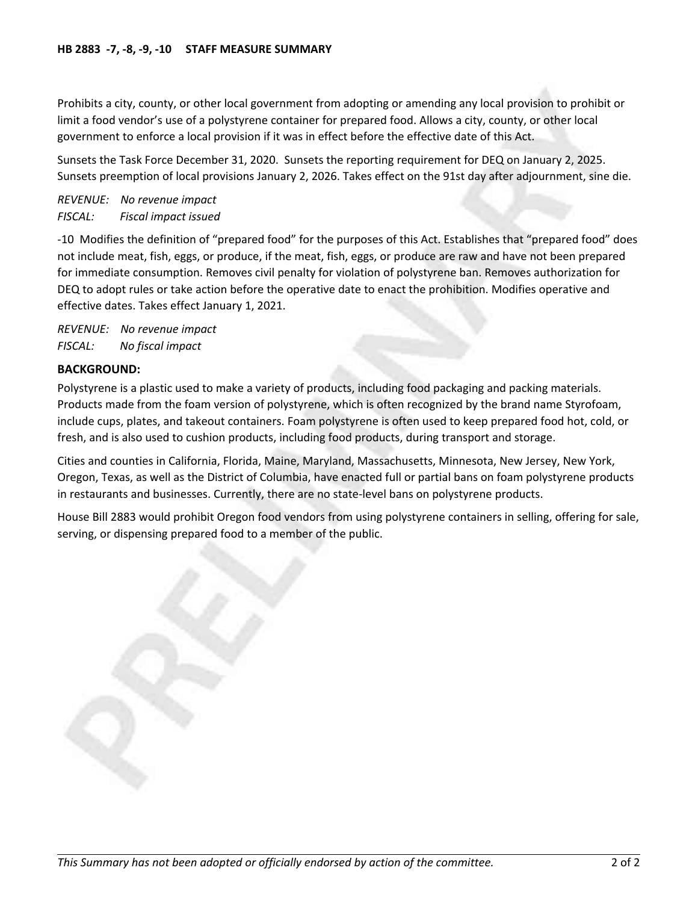Prohibits a city, county, or other local government from adopting or amending any local provision to prohibit or limit a food vendor's use of a polystyrene container for prepared food. Allows a city, county, or other local government to enforce a local provision if it was in effect before the effective date of this Act.

Sunsets the Task Force December 31, 2020. Sunsets the reporting requirement for DEQ on January 2, 2025. Sunsets preemption of local provisions January 2, 2026. Takes effect on the 91st day after adjournment, sine die.

*REVENUE: No revenue impact*
*FISCAL: Fiscal impact issued*

-10 Modifies the definition of "prepared food" for the purposes of this Act. Establishes that "prepared food" does not include meat, fish, eggs, or produce, if the meat, fish, eggs, or produce are raw and have not been prepared for immediate consumption. Removes civil penalty for violation of polystyrene ban. Removes authorization for DEQ to adopt rules or take action before the operative date to enact the prohibition. Modifies operative and effective dates. Takes effect January 1, 2021.

*REVENUE: No revenue impact*
*FISCAL: No fiscal impact*

**BACKGROUND:**

Polystyrene is a plastic used to make a variety of products, including food packaging and packing materials. Products made from the foam version of polystyrene, which is often recognized by the brand name Styrofoam, include cups, plates, and takeout containers. Foam polystyrene is often used to keep prepared food hot, cold, or fresh, and is also used to cushion products, including food products, during transport and storage.

Cities and counties in California, Florida, Maine, Maryland, Massachusetts, Minnesota, New Jersey, New York, Oregon, Texas, as well as the District of Columbia, have enacted full or partial bans on foam polystyrene products in restaurants and businesses. Currently, there are no state-level bans on polystyrene products.

House Bill 2883 would prohibit Oregon food vendors from using polystyrene containers in selling, offering for sale, serving, or dispensing prepared food to a member of the public.

*This Summary has not been adopted or officially endorsed by action of the committee.*